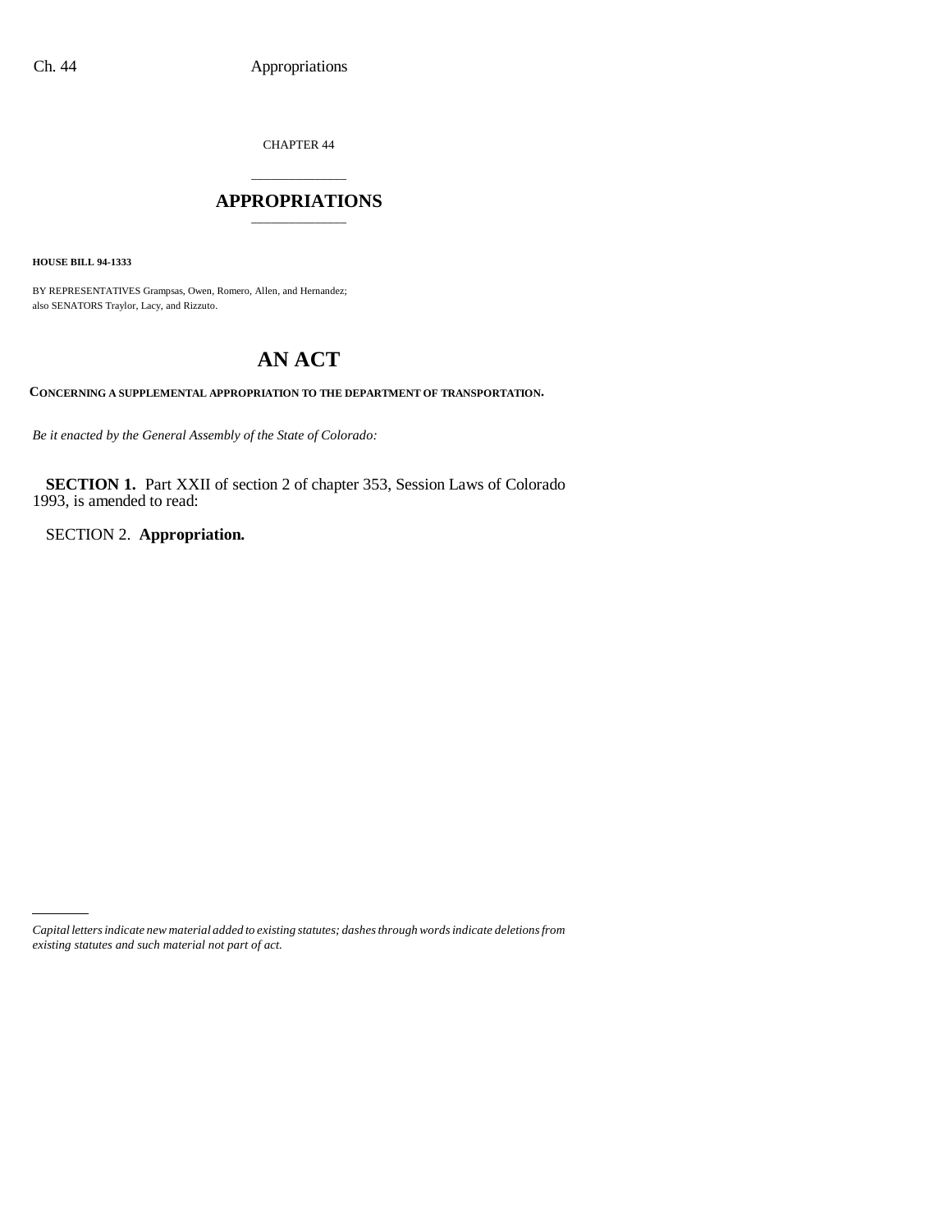CHAPTER 44

# APPROPRIATIONS

**HOUSE BILL 94-1333**

BY REPRESENTATIVES Grampsas, Owen, Romero, Allen, and Hernandez;
also SENATORS Traylor, Lacy, and Rizzuto.

# AN ACT

**CONCERNING A SUPPLEMENTAL APPROPRIATION TO THE DEPARTMENT OF TRANSPORTATION.**

*Be it enacted by the General Assembly of the State of Colorado:*

**SECTION 1.** Part XXII of section 2 of chapter 353, Session Laws of Colorado 1993, is amended to read:

SECTION 2. **Appropriation.**

*Capital letters indicate new material added to existing statutes; dashes through words indicate deletions from existing statutes and such material not part of act.*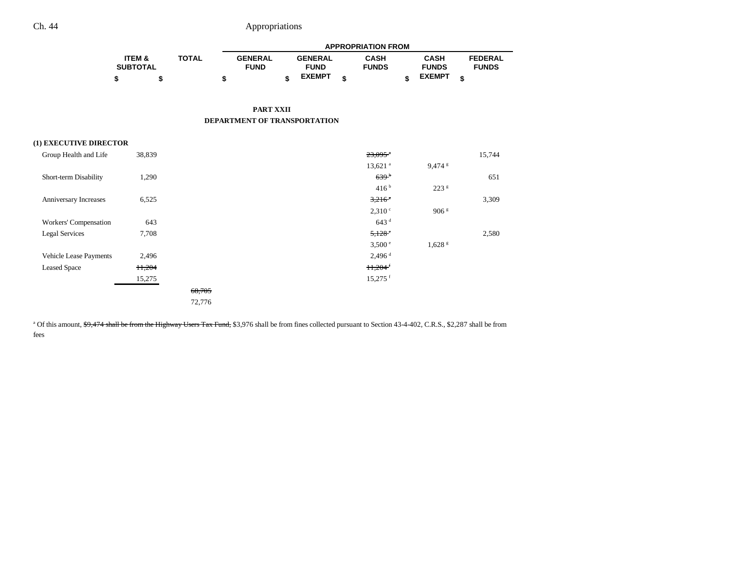## PART XXII
## DEPARTMENT OF TRANSPORTATION

| | ITEM & SUBTOTAL | TOTAL | GENERAL FUND | GENERAL FUND EXEMPT | CASH FUNDS | CASH FUNDS EXEMPT | FEDERAL FUNDS |
|---|---|---|---|---|---|---|---|
| | $ | $ | $ | $ | $ | $ | $ |
| **(1) EXECUTIVE DIRECTOR** | | | | | | | |
| Group Health and Life | 38,839 | | | | ~~23,095~~[a] | | 15,744 |
| | | | | | 13,621[a] | 9,474[g] | |
| Short-term Disability | 1,290 | | | | ~~639~~[b] | | 651 |
| | | | | | 416[b] | 223[g] | |
| Anniversary Increases | 6,525 | | | | ~~3,216~~[c] | | 3,309 |
| | | | | | 2,310[c] | 906[g] | |
| Workers' Compensation | 643 | | | | 643[d] | | |
| Legal Services | 7,708 | | | | ~~5,128~~[e] | | 2,580 |
| | | | | | 3,500[e] | 1,628[g] | |
| Vehicle Lease Payments | 2,496 | | | | 2,496[d] | | |
| Leased Space | ~~11,204~~ | | | | ~~11,204~~[f] | | |
| | 15,275 | | | | 15,275[f] | | |
| | | ~~68,705~~ | | | | | |
| | | 72,776 | | | | | |

[a] Of this amount, ~~$9,474 shall be from the Highway Users Tax Fund,~~ $3,976 shall be from fines collected pursuant to Section 43-4-402, C.R.S., $2,287 shall be from fees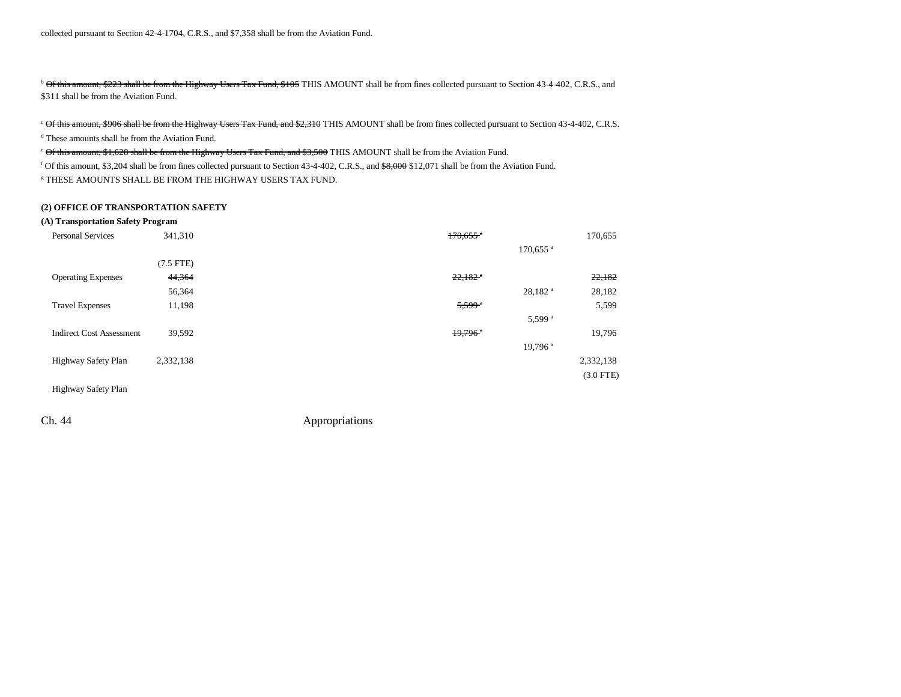collected pursuant to Section 42-4-1704, C.R.S., and $7,358 shall be from the Aviation Fund.

[b] ~~Of this amount, $223 shall be from the Highway Users Tax Fund, $105~~ THIS AMOUNT shall be from fines collected pursuant to Section 43-4-402, C.R.S., and $311 shall be from the Aviation Fund.

[c] ~~Of this amount, $906 shall be from the Highway Users Tax Fund, and $2,310~~ THIS AMOUNT shall be from fines collected pursuant to Section 43-4-402, C.R.S.

[d] These amounts shall be from the Aviation Fund.

[e] ~~Of this amount, $1,628 shall be from the Highway Users Tax Fund, and $3,500~~ THIS AMOUNT shall be from the Aviation Fund.

[f] Of this amount, $3,204 shall be from fines collected pursuant to Section 43-4-402, C.R.S., and ~~$8,000~~ $12,071 shall be from the Aviation Fund.

[g] THESE AMOUNTS SHALL BE FROM THE HIGHWAY USERS TAX FUND.

**(2) OFFICE OF TRANSPORTATION SAFETY**

**(A) Transportation Safety Program**

| | | | | | |
|---|---|---|---|---|---|
| Personal Services | 341,310 | | ~~170,655~~ [a] | | 170,655 |
| | | | | 170,655 [a] | |
| | (7.5 FTE) | | | | |
| Operating Expenses | ~~44,364~~ | | ~~22,182~~ [a] | | ~~22,182~~ |
| | 56,364 | | | 28,182 [a] | 28,182 |
| Travel Expenses | 11,198 | | ~~5,599~~ [a] | | 5,599 |
| | | | | 5,599 [a] | |
| Indirect Cost Assessment | 39,592 | | ~~19,796~~ [a] | | 19,796 |
| | | | | 19,796 [a] | |
| Highway Safety Plan | 2,332,138 | | | | 2,332,138 |
| | | | | | (3.0 FTE) |
| Highway Safety Plan | | | | | |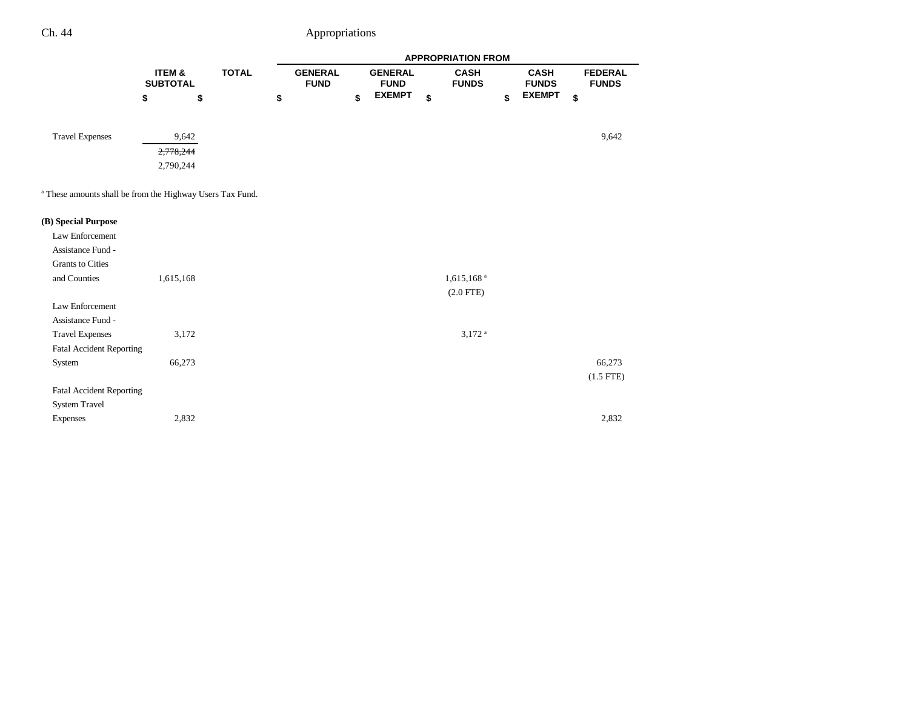| | ITEM & SUBTOTAL | TOTAL | APPROPRIATION FROM GENERAL FUND | GENERAL FUND EXEMPT | CASH FUNDS | CASH FUNDS EXEMPT | FEDERAL FUNDS |
|---|---|---|---|---|---|---|---|
| | $ | $ | $ | $ | $ | $ | $ |
| Travel Expenses | 9,642 | | | | | | 9,642 |
| | ~~2,778,244~~ | | | | | | |
| | 2,790,244 | | | | | | |

[a] These amounts shall be from the Highway Users Tax Fund.

| | ITEM & SUBTOTAL | TOTAL | GENERAL FUND | GENERAL FUND EXEMPT | CASH FUNDS | CASH FUNDS EXEMPT | FEDERAL FUNDS |
|---|---|---|---|---|---|---|---|
| **(B) Special Purpose** | | | | | | | |
| Law Enforcement Assistance Fund - Grants to Cities and Counties | 1,615,168 | | | | 1,615,168[a] (2.0 FTE) | | |
| Law Enforcement Assistance Fund - Travel Expenses | 3,172 | | | | 3,172[a] | | |
| Fatal Accident Reporting System | 66,273 | | | | | | 66,273 (1.5 FTE) |
| Fatal Accident Reporting System Travel Expenses | 2,832 | | | | | | 2,832 |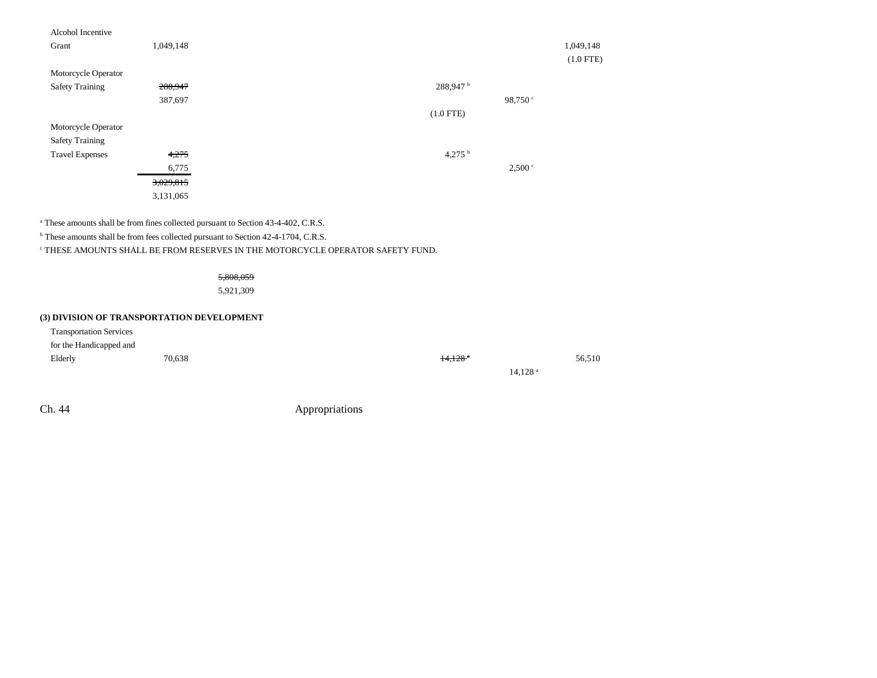| | | | | | | |
|---|---|---|---|---|---|---|
| Alcohol Incentive Grant | 1,049,148 | | | | | 1,049,148 (1.0 FTE) |
| Motorcycle Operator Safety Training | ~~288,947~~ 387,697 | | | 288,947 [b] (1.0 FTE) | 98,750 [c] | |
| Motorcycle Operator Safety Training Travel Expenses | ~~4,275~~ 6,775 | | | 4,275 [b] | 2,500 [c] | |
| | ~~3,029,815~~ 3,131,065 | | | | | |

[a] These amounts shall be from fines collected pursuant to Section 43-4-402, C.R.S.

[b] These amounts shall be from fees collected pursuant to Section 42-4-1704, C.R.S.

[c] THESE AMOUNTS SHALL BE FROM RESERVES IN THE MOTORCYCLE OPERATOR SAFETY FUND.

~~5,808,059~~
5,921,309

**(3) DIVISION OF TRANSPORTATION DEVELOPMENT**

| | | | | | | |
|---|---|---|---|---|---|---|
| Transportation Services for the Handicapped and Elderly | 70,638 | | | ~~14,128 [a]~~ | 14,128 [a] | 56,510 |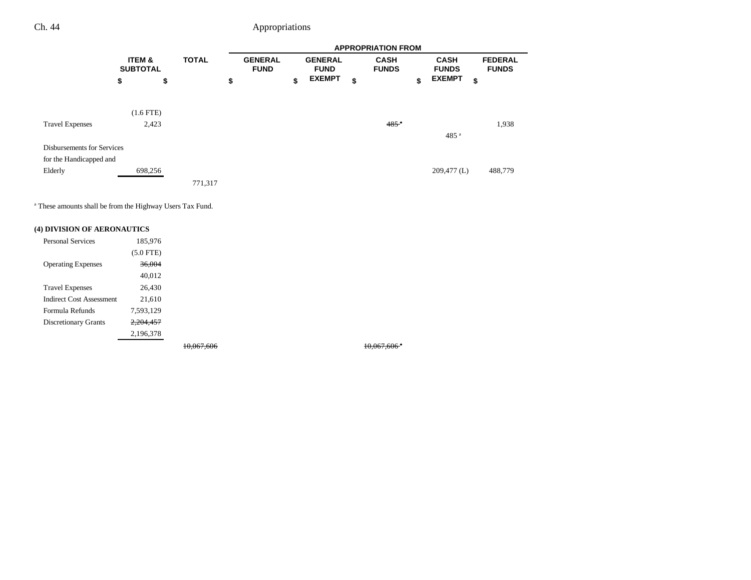| | ITEM & SUBTOTAL | TOTAL | GENERAL FUND | GENERAL FUND EXEMPT | CASH FUNDS | CASH FUNDS EXEMPT | FEDERAL FUNDS |
|---|---|---|---|---|---|---|---|
| | | | APPROPRIATION FROM | | | | |
| | $ | $ | $ | $ | $ | $ | $ |
| | (1.6 FTE) | | | | | | |
| Travel Expenses | 2,423 | | | | ~~485 [a]~~ | 485 [a] | 1,938 |
| Disbursements for Services for the Handicapped and Elderly | 698,256 | | | | | 209,477 (L) | 488,779 |
| | | 771,317 | | | | | |

[a] These amounts shall be from the Highway Users Tax Fund.

**(4) DIVISION OF AERONAUTICS**

| | ITEM & SUBTOTAL | TOTAL | GENERAL FUND | GENERAL FUND EXEMPT | CASH FUNDS | CASH FUNDS EXEMPT | FEDERAL FUNDS |
|---|---|---|---|---|---|---|---|
| Personal Services | 185,976 | | | | | | |
| | (5.0 FTE) | | | | | | |
| Operating Expenses | ~~36,004~~ 40,012 | | | | | | |
| Travel Expenses | 26,430 | | | | | | |
| Indirect Cost Assessment | 21,610 | | | | | | |
| Formula Refunds | 7,593,129 | | | | | | |
| Discretionary Grants | ~~2,204,457~~ 2,196,378 | | | | | | |
| | | ~~10,067,606~~ | | | ~~10,067,606 [a]~~ | | |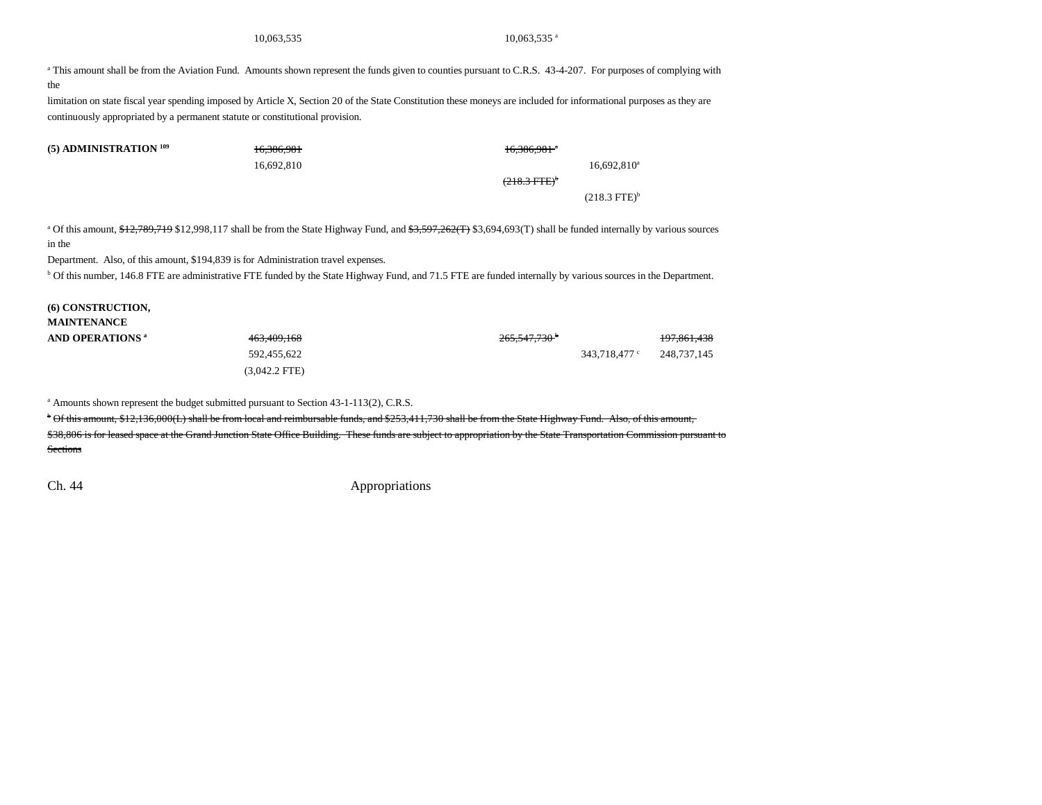| | | | | |
|---|---|---|---|---|
| | 10,063,535 | 10,063,535 [a] | | |

[a] This amount shall be from the Aviation Fund. Amounts shown represent the funds given to counties pursuant to C.R.S. 43-4-207. For purposes of complying with the limitation on state fiscal year spending imposed by Article X, Section 20 of the State Constitution these moneys are included for informational purposes as they are continuously appropriated by a permanent statute or constitutional provision.

| | | | | |
|---|---|---|---|---|
| **(5) ADMINISTRATION [109]** | ~~16,386,981~~ | ~~16,386,981~~ [a] | | |
| | 16,692,810 | | 16,692,810[a] | |
| | | ~~(218.3 FTE)~~[b] | | |
| | | | (218.3 FTE)[b] | |

[a] Of this amount, ~~$12,789,719~~ $12,998,117 shall be from the State Highway Fund, and ~~$3,597,262(T)~~ $3,694,693(T) shall be funded internally by various sources in the Department. Also, of this amount, $194,839 is for Administration travel expenses.

[b] Of this number, 146.8 FTE are administrative FTE funded by the State Highway Fund, and 71.5 FTE are funded internally by various sources in the Department.

| | | | | |
|---|---|---|---|---|
| **(6) CONSTRUCTION, MAINTENANCE AND OPERATIONS [a]** | ~~463,409,168~~ | ~~265,547,730~~ [b] | | ~~197,861,438~~ |
| | 592,455,622 | | 343,718,477 [c] | 248,737,145 |
| | (3,042.2 FTE) | | | |

[a] Amounts shown represent the budget submitted pursuant to Section 43-1-113(2), C.R.S.

~~[b] Of this amount, $12,136,000(L) shall be from local and reimbursable funds, and $253,411,730 shall be from the State Highway Fund. Also, of this amount, $38,806 is for leased space at the Grand Junction State Office Building. These funds are subject to appropriation by the State Transportation Commission pursuant to Sections~~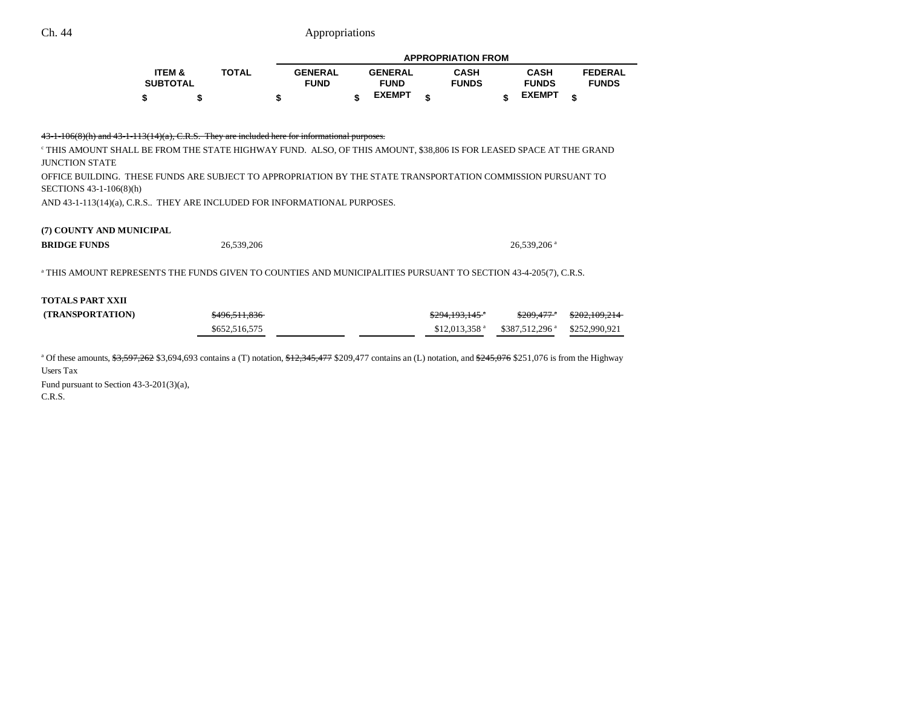| | ITEM & SUBTOTAL | TOTAL | APPROPRIATION FROM GENERAL FUND | GENERAL FUND EXEMPT | CASH FUNDS | CASH FUNDS EXEMPT | FEDERAL FUNDS |
|---|---|---|---|---|---|---|---|
| | $ | $ | $ | $ | $ | $ | $ |

~~43-1-106(8)(h) and 43-1-113(14)(a), C.R.S. They are included here for informational purposes.~~

[c] THIS AMOUNT SHALL BE FROM THE STATE HIGHWAY FUND. ALSO, OF THIS AMOUNT, $38,806 IS FOR LEASED SPACE AT THE GRAND JUNCTION STATE OFFICE BUILDING. THESE FUNDS ARE SUBJECT TO APPROPRIATION BY THE STATE TRANSPORTATION COMMISSION PURSUANT TO SECTIONS 43-1-106(8)(h) AND 43-1-113(14)(a), C.R.S.. THEY ARE INCLUDED FOR INFORMATIONAL PURPOSES.

| | ITEM & SUBTOTAL | TOTAL | GENERAL FUND | GENERAL FUND EXEMPT | CASH FUNDS | CASH FUNDS EXEMPT | FEDERAL FUNDS |
|---|---|---|---|---|---|---|---|
| **(7) COUNTY AND MUNICIPAL BRIDGE FUNDS** | | 26,539,206 | | | | 26,539,206[a] | |

[a] THIS AMOUNT REPRESENTS THE FUNDS GIVEN TO COUNTIES AND MUNICIPALITIES PURSUANT TO SECTION 43-4-205(7), C.R.S.

| | ITEM & SUBTOTAL | TOTAL | GENERAL FUND | GENERAL FUND EXEMPT | CASH FUNDS | CASH FUNDS EXEMPT | FEDERAL FUNDS |
|---|---|---|---|---|---|---|---|
| **TOTALS PART XXII (TRANSPORTATION)** | | ~~$496,511,836~~ | | | ~~$294,193,145~~[a] | ~~$209,477~~[a] | ~~$202,109,214~~ |
| | | $652,516,575 | | | $12,013,358[a] | $387,512,296[a] | $252,990,921 |

[a] Of these amounts, ~~$3,597,262~~ $3,694,693 contains a (T) notation, ~~$12,345,477~~ $209,477 contains an (L) notation, and ~~$245,076~~ $251,076 is from the Highway Users Tax Fund pursuant to Section 43-3-201(3)(a), C.R.S.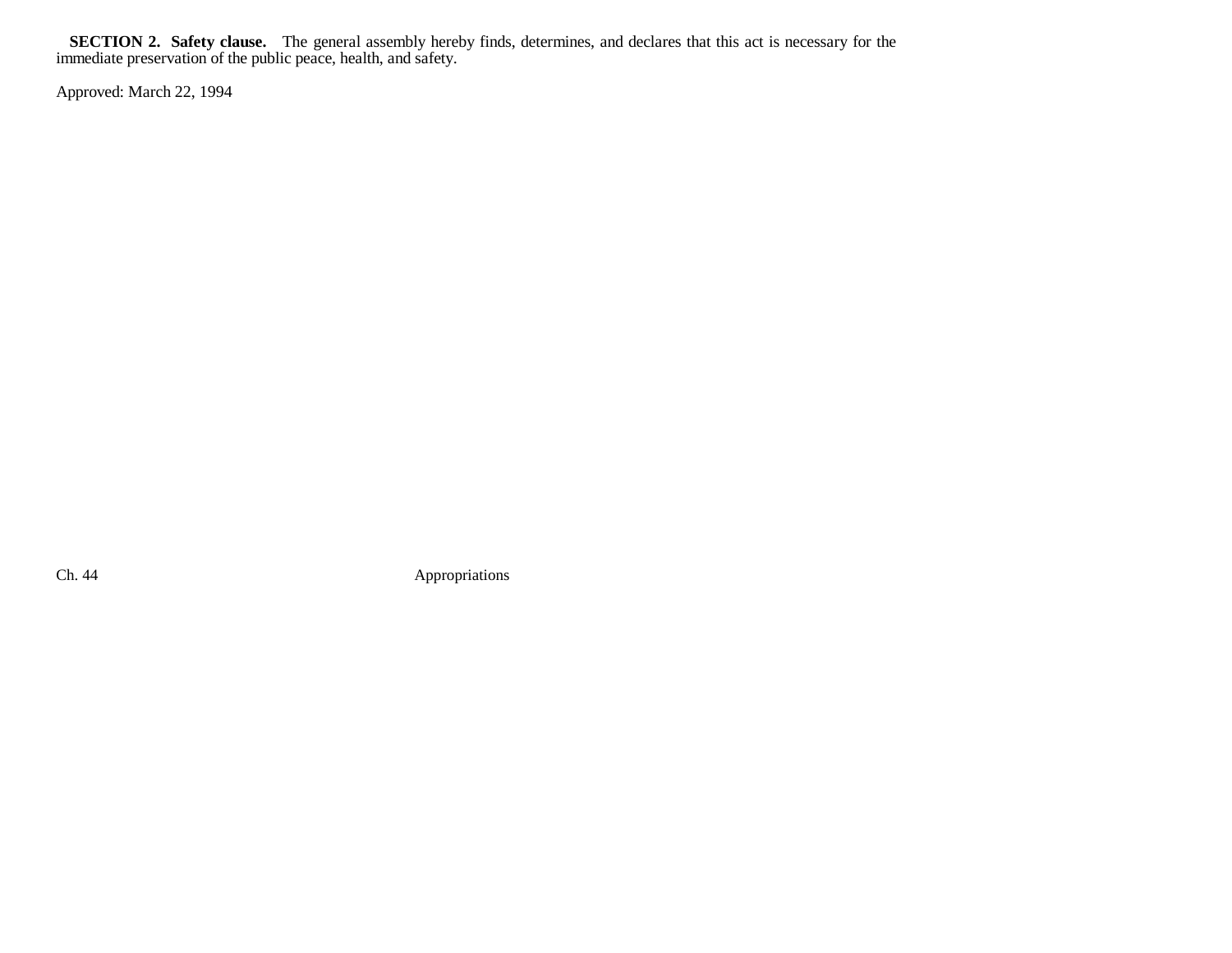**SECTION 2. Safety clause.** The general assembly hereby finds, determines, and declares that this act is necessary for the immediate preservation of the public peace, health, and safety.

Approved: March 22, 1994